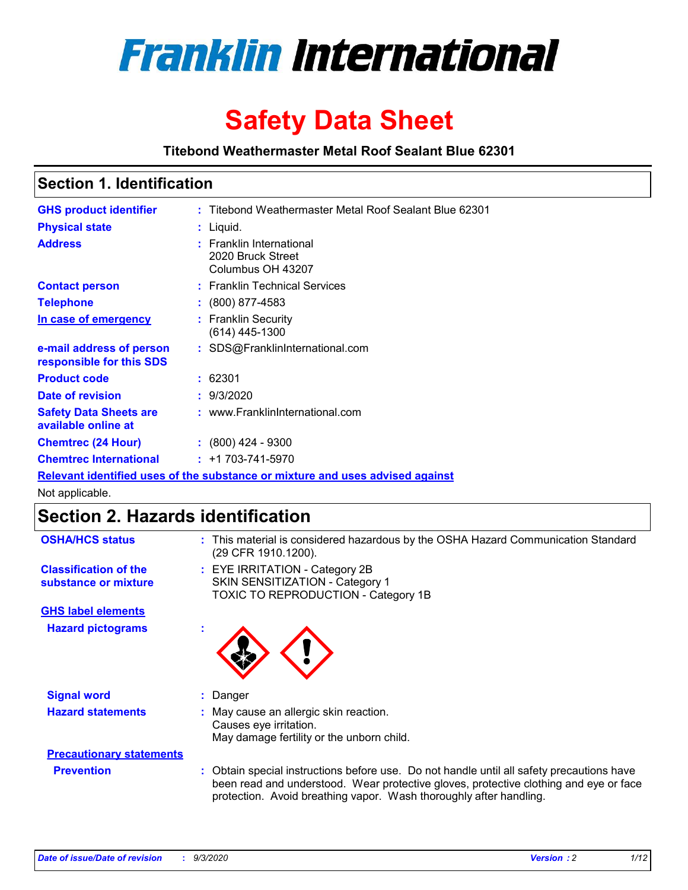# Franklin International

# Safety Data Sheet

**Titebond Weathermaster Metal Roof Sealant Blue 62301**

## Section 1. Identification

| | | |
|---|---|---|
| **GHS product identifier** | : | Titebond Weathermaster Metal Roof Sealant Blue 62301 |
| **Physical state** | : | Liquid. |
| **Address** | : | Franklin International<br>2020 Bruck Street<br>Columbus OH 43207 |
| **Contact person** | : | Franklin Technical Services |
| **Telephone** | : | (800) 877-4583 |
| **In case of emergency** | : | Franklin Security<br>(614) 445-1300 |
| **e-mail address of person responsible for this SDS** | : | SDS@FranklinInternational.com |
| **Product code** | : | 62301 |
| **Date of revision** | : | 9/3/2020 |
| **Safety Data Sheets are available online at** | : | www.FranklinInternational.com |
| **Chemtrec (24 Hour)** | : | (800) 424 - 9300 |
| **Chemtrec International** | : | +1 703-741-5970 |

**Relevant identified uses of the substance or mixture and uses advised against**

Not applicable.

## Section 2. Hazards identification

| | | |
|---|---|---|
| **OSHA/HCS status** | : | This material is considered hazardous by the OSHA Hazard Communication Standard (29 CFR 1910.1200). |
| **Classification of the substance or mixture** | : | EYE IRRITATION - Category 2B<br>SKIN SENSITIZATION - Category 1<br>TOXIC TO REPRODUCTION - Category 1B |

**GHS label elements**

| | | |
|---|---|---|
| **Hazard pictograms** | : | |
| **Signal word** | : | Danger |
| **Hazard statements** | : | May cause an allergic skin reaction.<br>Causes eye irritation.<br>May damage fertility or the unborn child. |

**Precautionary statements**

| | | |
|---|---|---|
| **Prevention** | : | Obtain special instructions before use. Do not handle until all safety precautions have been read and understood. Wear protective gloves, protective clothing and eye or face protection. Avoid breathing vapor. Wash thoroughly after handling. |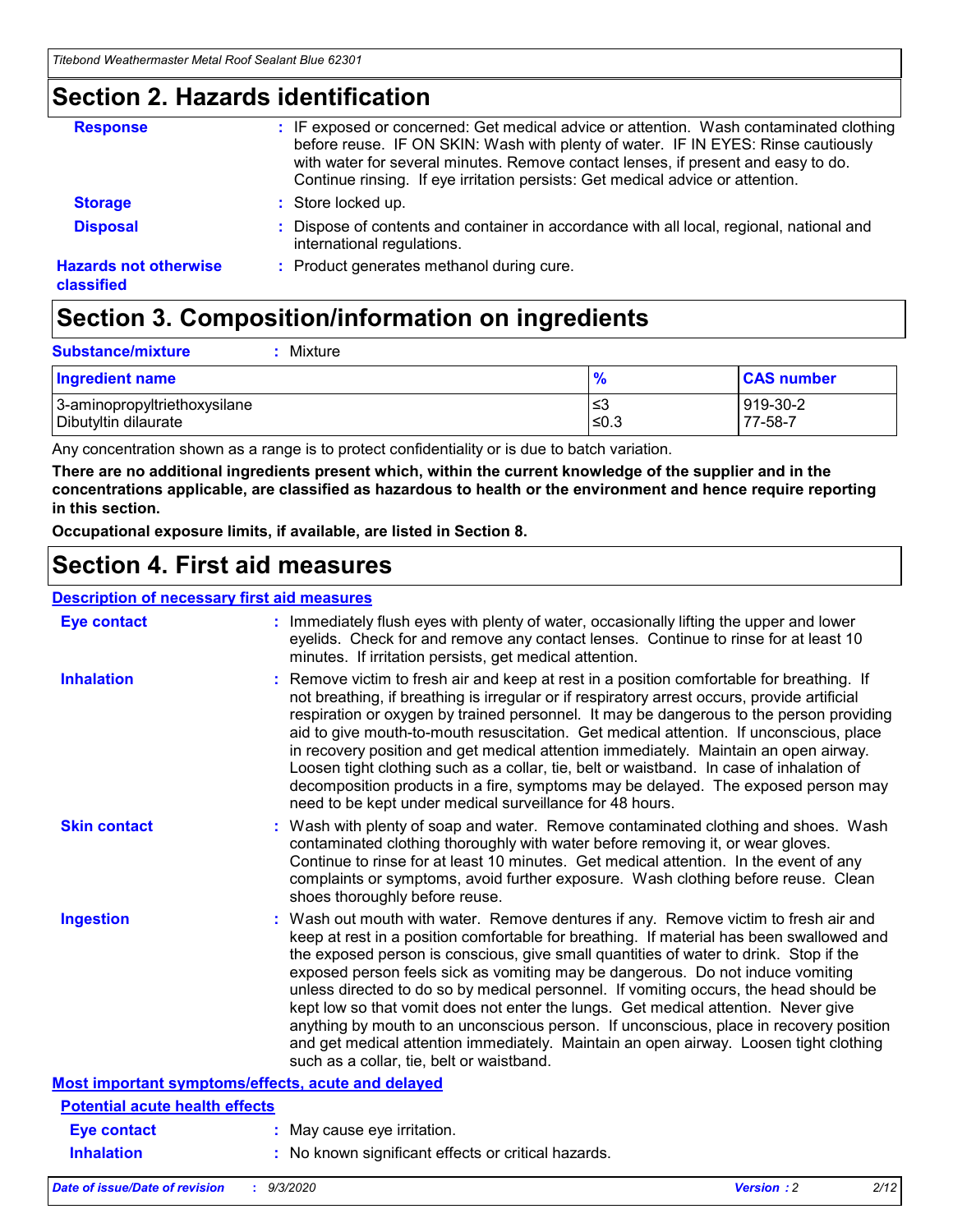## Section 2. Hazards identification

| | |
|---|---|
| **Response** | : IF exposed or concerned: Get medical advice or attention. Wash contaminated clothing before reuse. IF ON SKIN: Wash with plenty of water. IF IN EYES: Rinse cautiously with water for several minutes. Remove contact lenses, if present and easy to do. Continue rinsing. If eye irritation persists: Get medical advice or attention. |
| **Storage** | : Store locked up. |
| **Disposal** | : Dispose of contents and container in accordance with all local, regional, national and international regulations. |
| **Hazards not otherwise classified** | : Product generates methanol during cure. |

## Section 3. Composition/information on ingredients

**Substance/mixture** : Mixture

| Ingredient name | % | CAS number |
|---|---|---|
| 3-aminopropyltriethoxysilane | ≤3 | 919-30-2 |
| Dibutyltin dilaurate | ≤0.3 | 77-58-7 |

Any concentration shown as a range is to protect confidentiality or is due to batch variation.

**There are no additional ingredients present which, within the current knowledge of the supplier and in the concentrations applicable, are classified as hazardous to health or the environment and hence require reporting in this section.**

**Occupational exposure limits, if available, are listed in Section 8.**

## Section 4. First aid measures

**Description of necessary first aid measures**

| | |
|---|---|
| **Eye contact** | : Immediately flush eyes with plenty of water, occasionally lifting the upper and lower eyelids. Check for and remove any contact lenses. Continue to rinse for at least 10 minutes. If irritation persists, get medical attention. |
| **Inhalation** | : Remove victim to fresh air and keep at rest in a position comfortable for breathing. If not breathing, if breathing is irregular or if respiratory arrest occurs, provide artificial respiration or oxygen by trained personnel. It may be dangerous to the person providing aid to give mouth-to-mouth resuscitation. Get medical attention. If unconscious, place in recovery position and get medical attention immediately. Maintain an open airway. Loosen tight clothing such as a collar, tie, belt or waistband. In case of inhalation of decomposition products in a fire, symptoms may be delayed. The exposed person may need to be kept under medical surveillance for 48 hours. |
| **Skin contact** | : Wash with plenty of soap and water. Remove contaminated clothing and shoes. Wash contaminated clothing thoroughly with water before removing it, or wear gloves. Continue to rinse for at least 10 minutes. Get medical attention. In the event of any complaints or symptoms, avoid further exposure. Wash clothing before reuse. Clean shoes thoroughly before reuse. |
| **Ingestion** | : Wash out mouth with water. Remove dentures if any. Remove victim to fresh air and keep at rest in a position comfortable for breathing. If material has been swallowed and the exposed person is conscious, give small quantities of water to drink. Stop if the exposed person feels sick as vomiting may be dangerous. Do not induce vomiting unless directed to do so by medical personnel. If vomiting occurs, the head should be kept low so that vomit does not enter the lungs. Get medical attention. Never give anything by mouth to an unconscious person. If unconscious, place in recovery position and get medical attention immediately. Maintain an open airway. Loosen tight clothing such as a collar, tie, belt or waistband. |

**Most important symptoms/effects, acute and delayed**

**Potential acute health effects**

| | |
|---|---|
| **Eye contact** | : May cause eye irritation. |
| **Inhalation** | : No known significant effects or critical hazards. |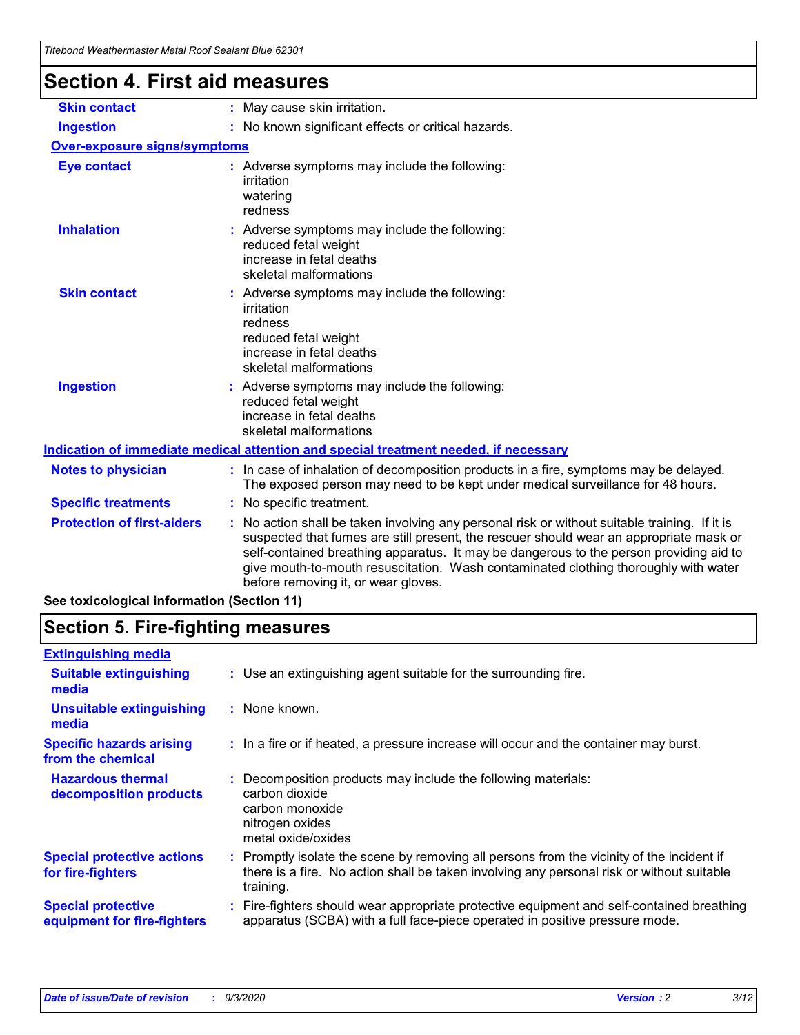## Section 4. First aid measures

| | |
|---|---|
| **Skin contact** | : May cause skin irritation. |
| **Ingestion** | : No known significant effects or critical hazards. |

**Over-exposure signs/symptoms**

| | |
|---|---|
| **Eye contact** | : Adverse symptoms may include the following:<br>irritation<br>watering<br>redness |
| **Inhalation** | : Adverse symptoms may include the following:<br>reduced fetal weight<br>increase in fetal deaths<br>skeletal malformations |
| **Skin contact** | : Adverse symptoms may include the following:<br>irritation<br>redness<br>reduced fetal weight<br>increase in fetal deaths<br>skeletal malformations |
| **Ingestion** | : Adverse symptoms may include the following:<br>reduced fetal weight<br>increase in fetal deaths<br>skeletal malformations |

**Indication of immediate medical attention and special treatment needed, if necessary**

| | |
|---|---|
| **Notes to physician** | : In case of inhalation of decomposition products in a fire, symptoms may be delayed. The exposed person may need to be kept under medical surveillance for 48 hours. |
| **Specific treatments** | : No specific treatment. |
| **Protection of first-aiders** | : No action shall be taken involving any personal risk or without suitable training. If it is suspected that fumes are still present, the rescuer should wear an appropriate mask or self-contained breathing apparatus. It may be dangerous to the person providing aid to give mouth-to-mouth resuscitation. Wash contaminated clothing thoroughly with water before removing it, or wear gloves. |

**See toxicological information (Section 11)**

## Section 5. Fire-fighting measures

**Extinguishing media**

| | |
|---|---|
| **Suitable extinguishing media** | : Use an extinguishing agent suitable for the surrounding fire. |
| **Unsuitable extinguishing media** | : None known. |
| **Specific hazards arising from the chemical** | : In a fire or if heated, a pressure increase will occur and the container may burst. |
| **Hazardous thermal decomposition products** | : Decomposition products may include the following materials:<br>carbon dioxide<br>carbon monoxide<br>nitrogen oxides<br>metal oxide/oxides |
| **Special protective actions for fire-fighters** | : Promptly isolate the scene by removing all persons from the vicinity of the incident if there is a fire. No action shall be taken involving any personal risk or without suitable training. |
| **Special protective equipment for fire-fighters** | : Fire-fighters should wear appropriate protective equipment and self-contained breathing apparatus (SCBA) with a full face-piece operated in positive pressure mode. |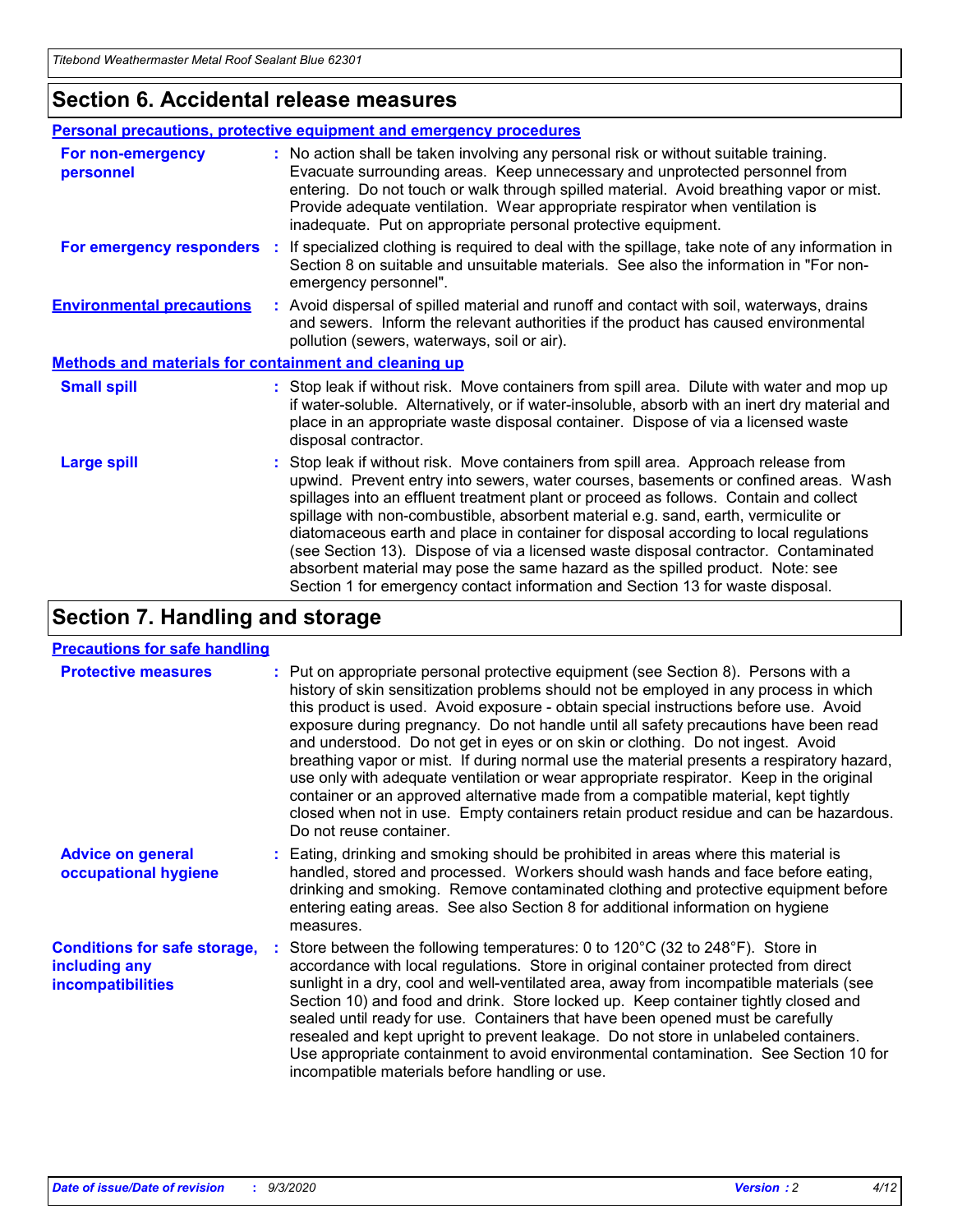## Section 6. Accidental release measures

### Personal precautions, protective equipment and emergency procedures

**For non-emergency personnel** : No action shall be taken involving any personal risk or without suitable training. Evacuate surrounding areas. Keep unnecessary and unprotected personnel from entering. Do not touch or walk through spilled material. Avoid breathing vapor or mist. Provide adequate ventilation. Wear appropriate respirator when ventilation is inadequate. Put on appropriate personal protective equipment.

**For emergency responders** : If specialized clothing is required to deal with the spillage, take note of any information in Section 8 on suitable and unsuitable materials. See also the information in "For non-emergency personnel".

**Environmental precautions** : Avoid dispersal of spilled material and runoff and contact with soil, waterways, drains and sewers. Inform the relevant authorities if the product has caused environmental pollution (sewers, waterways, soil or air).

### Methods and materials for containment and cleaning up

**Small spill** : Stop leak if without risk. Move containers from spill area. Dilute with water and mop up if water-soluble. Alternatively, or if water-insoluble, absorb with an inert dry material and place in an appropriate waste disposal container. Dispose of via a licensed waste disposal contractor.

**Large spill** : Stop leak if without risk. Move containers from spill area. Approach release from upwind. Prevent entry into sewers, water courses, basements or confined areas. Wash spillages into an effluent treatment plant or proceed as follows. Contain and collect spillage with non-combustible, absorbent material e.g. sand, earth, vermiculite or diatomaceous earth and place in container for disposal according to local regulations (see Section 13). Dispose of via a licensed waste disposal contractor. Contaminated absorbent material may pose the same hazard as the spilled product. Note: see Section 1 for emergency contact information and Section 13 for waste disposal.

## Section 7. Handling and storage

### Precautions for safe handling

**Protective measures** : Put on appropriate personal protective equipment (see Section 8). Persons with a history of skin sensitization problems should not be employed in any process in which this product is used. Avoid exposure - obtain special instructions before use. Avoid exposure during pregnancy. Do not handle until all safety precautions have been read and understood. Do not get in eyes or on skin or clothing. Do not ingest. Avoid breathing vapor or mist. If during normal use the material presents a respiratory hazard, use only with adequate ventilation or wear appropriate respirator. Keep in the original container or an approved alternative made from a compatible material, kept tightly closed when not in use. Empty containers retain product residue and can be hazardous. Do not reuse container.

**Advice on general occupational hygiene** : Eating, drinking and smoking should be prohibited in areas where this material is handled, stored and processed. Workers should wash hands and face before eating, drinking and smoking. Remove contaminated clothing and protective equipment before entering eating areas. See also Section 8 for additional information on hygiene measures.

**Conditions for safe storage, including any incompatibilities** : Store between the following temperatures: 0 to 120°C (32 to 248°F). Store in accordance with local regulations. Store in original container protected from direct sunlight in a dry, cool and well-ventilated area, away from incompatible materials (see Section 10) and food and drink. Store locked up. Keep container tightly closed and sealed until ready for use. Containers that have been opened must be carefully resealed and kept upright to prevent leakage. Do not store in unlabeled containers. Use appropriate containment to avoid environmental contamination. See Section 10 for incompatible materials before handling or use.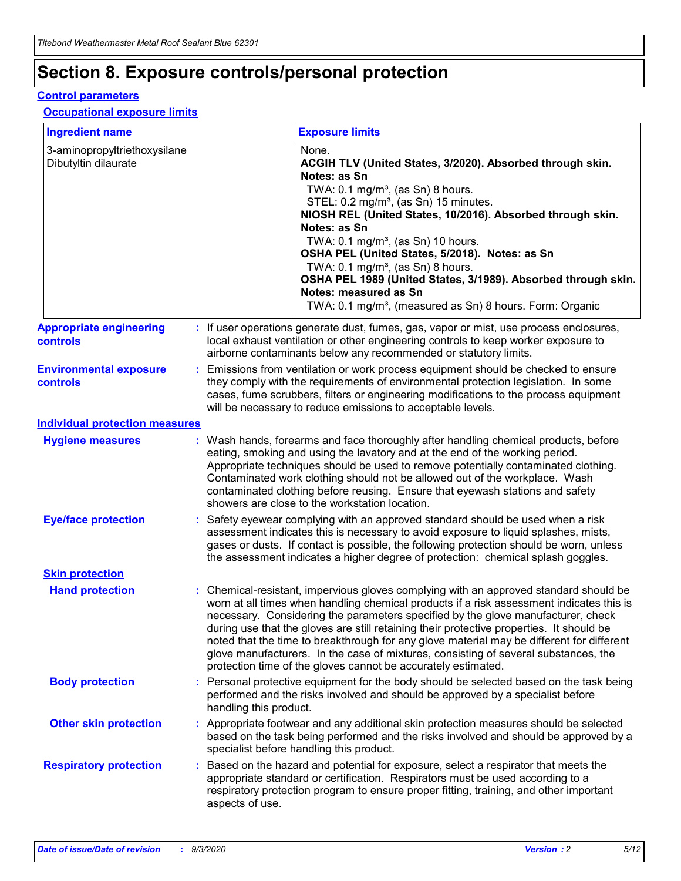# Section 8. Exposure controls/personal protection

## Control parameters

### Occupational exposure limits

| Ingredient name | Exposure limits |
|---|---|
| 3-aminopropyltriethoxysilane<br>Dibutyltin dilaurate | None.<br>**ACGIH TLV (United States, 3/2020). Absorbed through skin. Notes: as Sn**<br>TWA: 0.1 mg/m³, (as Sn) 8 hours.<br>STEL: 0.2 mg/m³, (as Sn) 15 minutes.<br>**NIOSH REL (United States, 10/2016). Absorbed through skin. Notes: as Sn**<br>TWA: 0.1 mg/m³, (as Sn) 10 hours.<br>**OSHA PEL (United States, 5/2018). Notes: as Sn**<br>TWA: 0.1 mg/m³, (as Sn) 8 hours.<br>**OSHA PEL 1989 (United States, 3/1989). Absorbed through skin. Notes: measured as Sn**<br>TWA: 0.1 mg/m³, (measured as Sn) 8 hours. Form: Organic |

**Appropriate engineering controls** : If user operations generate dust, fumes, gas, vapor or mist, use process enclosures, local exhaust ventilation or other engineering controls to keep worker exposure to airborne contaminants below any recommended or statutory limits.

**Environmental exposure controls** : Emissions from ventilation or work process equipment should be checked to ensure they comply with the requirements of environmental protection legislation. In some cases, fume scrubbers, filters or engineering modifications to the process equipment will be necessary to reduce emissions to acceptable levels.

## Individual protection measures

**Hygiene measures** : Wash hands, forearms and face thoroughly after handling chemical products, before eating, smoking and using the lavatory and at the end of the working period. Appropriate techniques should be used to remove potentially contaminated clothing. Contaminated work clothing should not be allowed out of the workplace. Wash contaminated clothing before reusing. Ensure that eyewash stations and safety showers are close to the workstation location.

**Eye/face protection** : Safety eyewear complying with an approved standard should be used when a risk assessment indicates this is necessary to avoid exposure to liquid splashes, mists, gases or dusts. If contact is possible, the following protection should be worn, unless the assessment indicates a higher degree of protection: chemical splash goggles.

### Skin protection

**Hand protection** : Chemical-resistant, impervious gloves complying with an approved standard should be worn at all times when handling chemical products if a risk assessment indicates this is necessary. Considering the parameters specified by the glove manufacturer, check during use that the gloves are still retaining their protective properties. It should be noted that the time to breakthrough for any glove material may be different for different glove manufacturers. In the case of mixtures, consisting of several substances, the protection time of the gloves cannot be accurately estimated.

**Body protection** : Personal protective equipment for the body should be selected based on the task being performed and the risks involved and should be approved by a specialist before handling this product.

**Other skin protection** : Appropriate footwear and any additional skin protection measures should be selected based on the task being performed and the risks involved and should be approved by a specialist before handling this product.

**Respiratory protection** : Based on the hazard and potential for exposure, select a respirator that meets the appropriate standard or certification. Respirators must be used according to a respiratory protection program to ensure proper fitting, training, and other important aspects of use.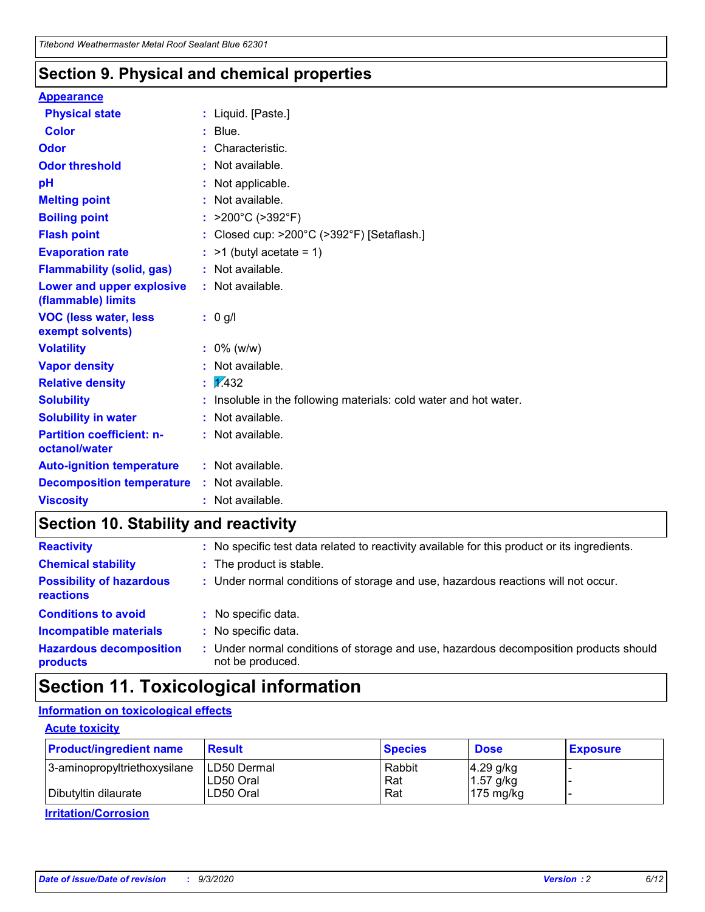## Section 9. Physical and chemical properties

**Appearance**

| | |
|---|---|
| **Physical state** | : Liquid. [Paste.] |
| **Color** | : Blue. |
| **Odor** | : Characteristic. |
| **Odor threshold** | : Not available. |
| **pH** | : Not applicable. |
| **Melting point** | : Not available. |
| **Boiling point** | : >200°C (>392°F) |
| **Flash point** | : Closed cup: >200°C (>392°F) [Setaflash.] |
| **Evaporation rate** | : >1 (butyl acetate = 1) |
| **Flammability (solid, gas)** | : Not available. |
| **Lower and upper explosive (flammable) limits** | : Not available. |
| **VOC (less water, less exempt solvents)** | : 0 g/l |
| **Volatility** | : 0% (w/w) |
| **Vapor density** | : Not available. |
| **Relative density** | : 1.432 |
| **Solubility** | : Insoluble in the following materials: cold water and hot water. |
| **Solubility in water** | : Not available. |
| **Partition coefficient: n-octanol/water** | : Not available. |
| **Auto-ignition temperature** | : Not available. |
| **Decomposition temperature** | : Not available. |
| **Viscosity** | : Not available. |

## Section 10. Stability and reactivity

| | |
|---|---|
| **Reactivity** | : No specific test data related to reactivity available for this product or its ingredients. |
| **Chemical stability** | : The product is stable. |
| **Possibility of hazardous reactions** | : Under normal conditions of storage and use, hazardous reactions will not occur. |
| **Conditions to avoid** | : No specific data. |
| **Incompatible materials** | : No specific data. |
| **Hazardous decomposition products** | : Under normal conditions of storage and use, hazardous decomposition products should not be produced. |

## Section 11. Toxicological information

**Information on toxicological effects**

**Acute toxicity**

| Product/ingredient name | Result | Species | Dose | Exposure |
|---|---|---|---|---|
| 3-aminopropyltriethoxysilane | LD50 Dermal | Rabbit | 4.29 g/kg | - |
| | LD50 Oral | Rat | 1.57 g/kg | - |
| Dibutyltin dilaurate | LD50 Oral | Rat | 175 mg/kg | - |

**Irritation/Corrosion**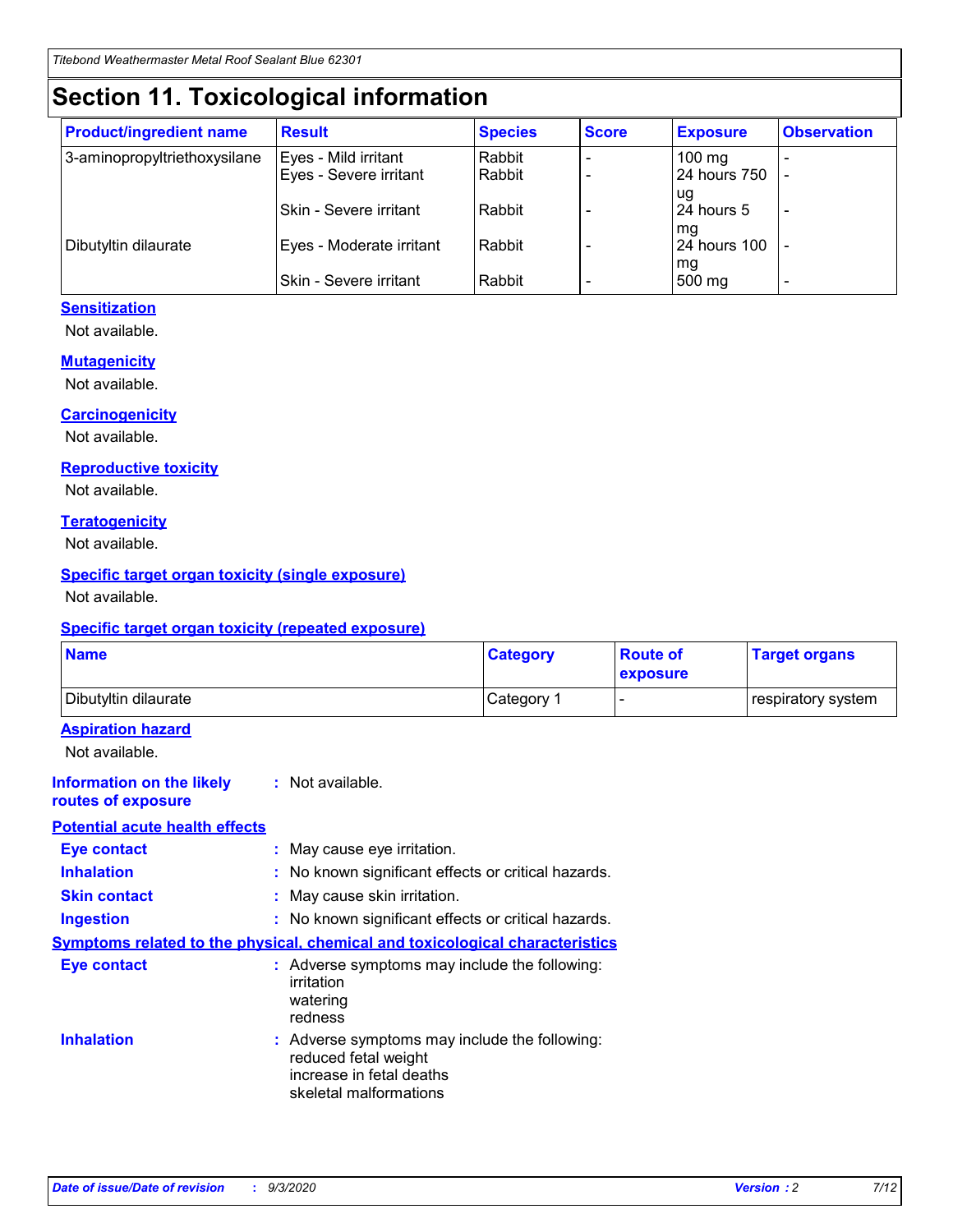# Section 11. Toxicological information

| Product/ingredient name | Result | Species | Score | Exposure | Observation |
|---|---|---|---|---|---|
| 3-aminopropyltriethoxysilane | Eyes - Mild irritant | Rabbit | - | 100 mg | - |
| | Eyes - Severe irritant | Rabbit | - | 24 hours 750 ug | - |
| | Skin - Severe irritant | Rabbit | - | 24 hours 5 mg | - |
| Dibutyltin dilaurate | Eyes - Moderate irritant | Rabbit | - | 24 hours 100 mg | - |
| | Skin - Severe irritant | Rabbit | - | 500 mg | - |

### Sensitization

Not available.

### Mutagenicity

Not available.

### Carcinogenicity

Not available.

### Reproductive toxicity

Not available.

### Teratogenicity

Not available.

### Specific target organ toxicity (single exposure)

Not available.

### Specific target organ toxicity (repeated exposure)

| Name | Category | Route of exposure | Target organs |
|---|---|---|---|
| Dibutyltin dilaurate | Category 1 | - | respiratory system |

### Aspiration hazard

Not available.

**Information on the likely routes of exposure** : Not available.

### Potential acute health effects

**Eye contact** : May cause eye irritation.

**Inhalation** : No known significant effects or critical hazards.

**Skin contact** : May cause skin irritation.

**Ingestion** : No known significant effects or critical hazards.

### Symptoms related to the physical, chemical and toxicological characteristics

**Eye contact** : Adverse symptoms may include the following:
irritation
watering
redness

**Inhalation** : Adverse symptoms may include the following:
reduced fetal weight
increase in fetal deaths
skeletal malformations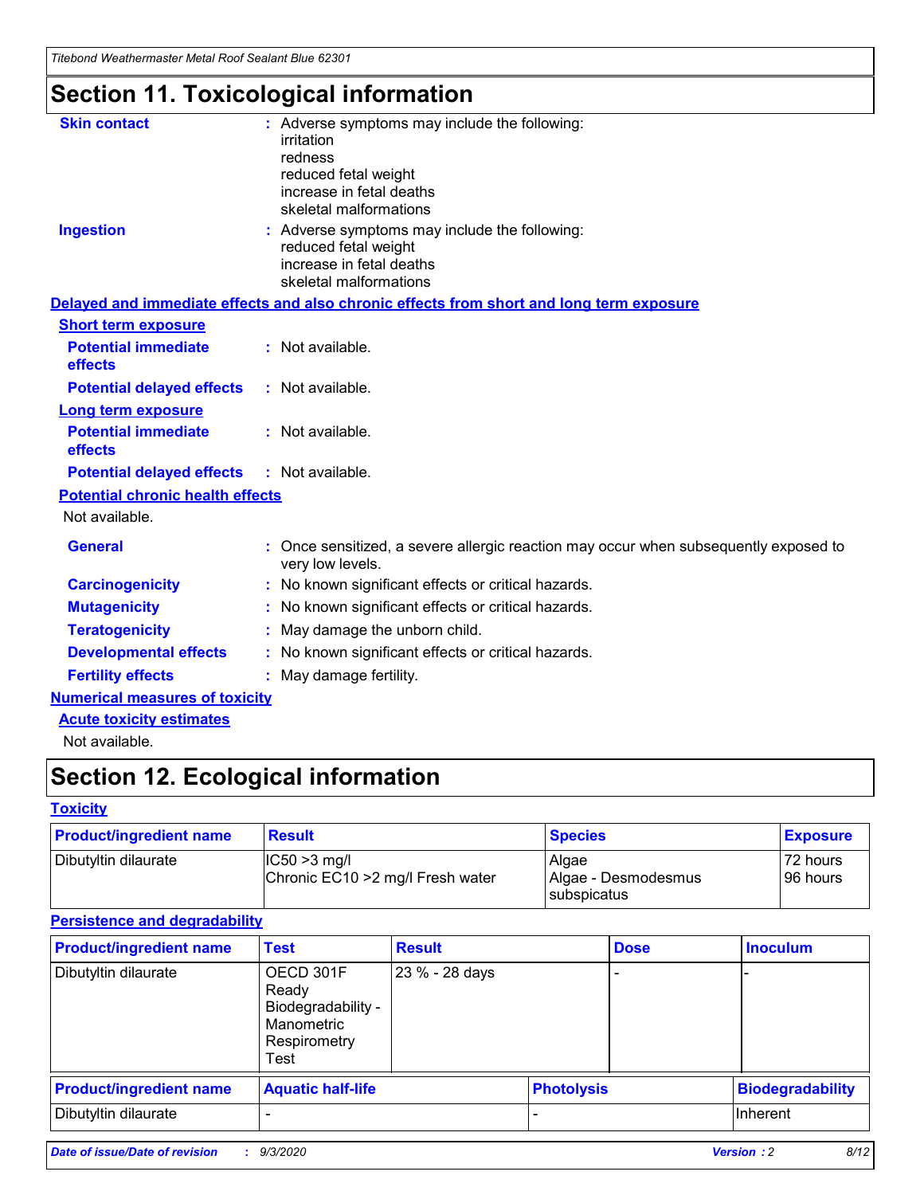# Section 11. Toxicological information

**Skin contact** : Adverse symptoms may include the following:
irritation
redness
reduced fetal weight
increase in fetal deaths
skeletal malformations

**Ingestion** : Adverse symptoms may include the following:
reduced fetal weight
increase in fetal deaths
skeletal malformations

**Delayed and immediate effects and also chronic effects from short and long term exposure**

**Short term exposure**

**Potential immediate effects** : Not available.

**Potential delayed effects** : Not available.

**Long term exposure**

**Potential immediate effects** : Not available.

**Potential delayed effects** : Not available.

**Potential chronic health effects**

Not available.

**General** : Once sensitized, a severe allergic reaction may occur when subsequently exposed to very low levels.

**Carcinogenicity** : No known significant effects or critical hazards.

**Mutagenicity** : No known significant effects or critical hazards.

**Teratogenicity** : May damage the unborn child.

**Developmental effects** : No known significant effects or critical hazards.

**Fertility effects** : May damage fertility.

**Numerical measures of toxicity**

**Acute toxicity estimates**

Not available.

# Section 12. Ecological information

**Toxicity**

| Product/ingredient name | Result | Species | Exposure |
|---|---|---|---|
| Dibutyltin dilaurate | IC50 >3 mg/l<br>Chronic EC10 >2 mg/l Fresh water | Algae<br>Algae - Desmodesmus subspicatus | 72 hours<br>96 hours |

**Persistence and degradability**

| Product/ingredient name | Test | Result | Dose | Inoculum |
|---|---|---|---|---|
| Dibutyltin dilaurate | OECD 301F Ready Biodegradability - Manometric Respirometry Test | 23 % - 28 days | - | - |

| Product/ingredient name | Aquatic half-life | Photolysis | Biodegradability |
|---|---|---|---|
| Dibutyltin dilaurate | - | - | Inherent |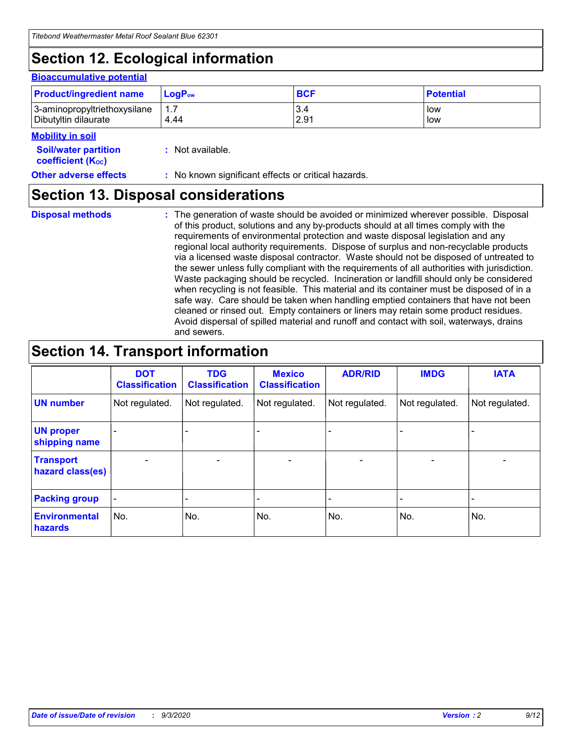## Section 12. Ecological information

### Bioaccumulative potential

| Product/ingredient name | $LogP_{ow}$ | BCF | Potential |
|---|---|---|---|
| 3-aminopropyltriethoxysilane | 1.7 | 3.4 | low |
| Dibutyltin dilaurate | 4.44 | 2.91 | low |

### Mobility in soil

**Soil/water partition coefficient ($K_{OC}$)** : Not available.

**Other adverse effects** : No known significant effects or critical hazards.

## Section 13. Disposal considerations

**Disposal methods** : The generation of waste should be avoided or minimized wherever possible. Disposal of this product, solutions and any by-products should at all times comply with the requirements of environmental protection and waste disposal legislation and any regional local authority requirements. Dispose of surplus and non-recyclable products via a licensed waste disposal contractor. Waste should not be disposed of untreated to the sewer unless fully compliant with the requirements of all authorities with jurisdiction. Waste packaging should be recycled. Incineration or landfill should only be considered when recycling is not feasible. This material and its container must be disposed of in a safe way. Care should be taken when handling emptied containers that have not been cleaned or rinsed out. Empty containers or liners may retain some product residues. Avoid dispersal of spilled material and runoff and contact with soil, waterways, drains and sewers.

## Section 14. Transport information

| | DOT Classification | TDG Classification | Mexico Classification | ADR/RID | IMDG | IATA |
|---|---|---|---|---|---|---|
| UN number | Not regulated. | Not regulated. | Not regulated. | Not regulated. | Not regulated. | Not regulated. |
| UN proper shipping name | - | - | - | - | - | - |
| Transport hazard class(es) | - | - | - | - | - | - |
| Packing group | - | - | - | - | - | - |
| Environmental hazards | No. | No. | No. | No. | No. | No. |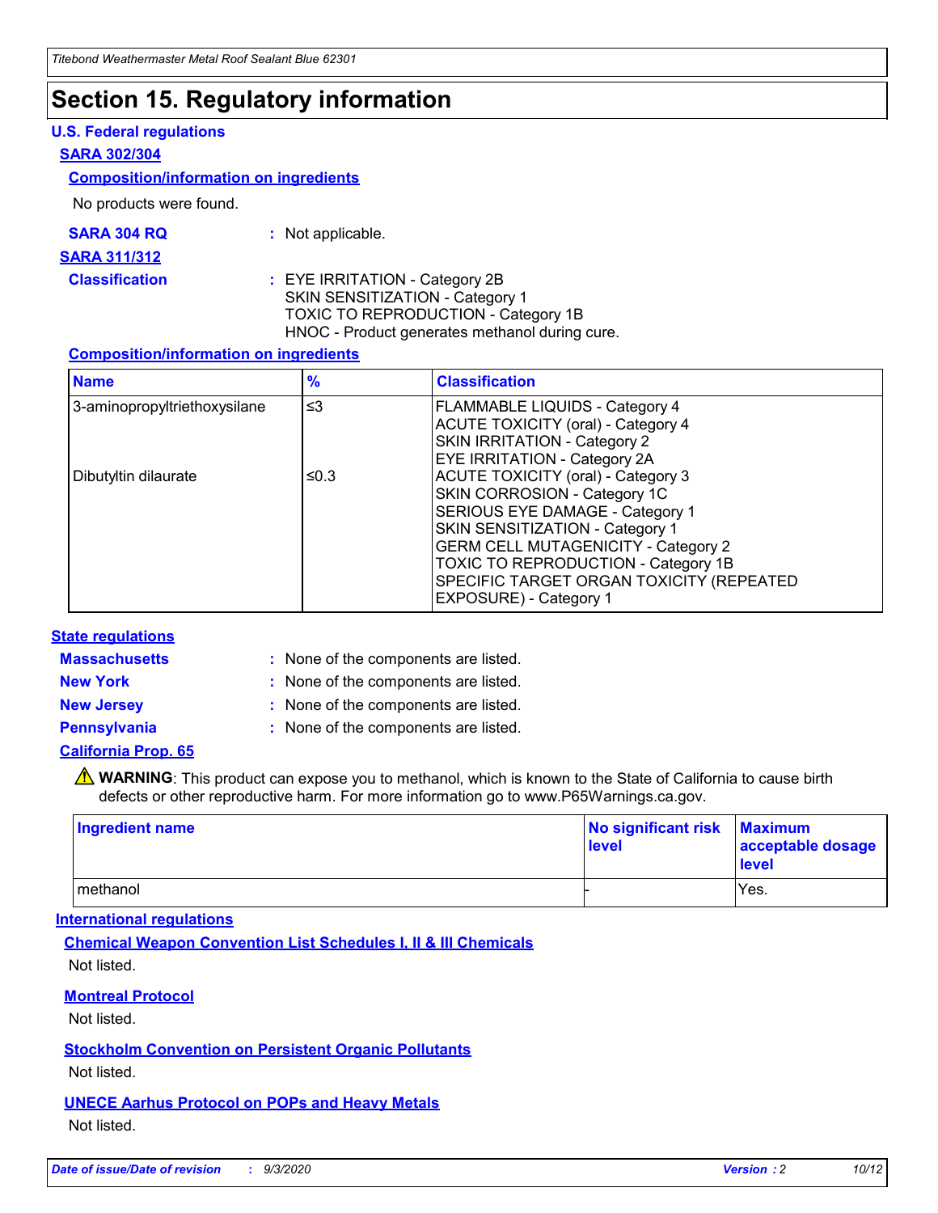# Section 15. Regulatory information

## U.S. Federal regulations

### SARA 302/304

#### Composition/information on ingredients

No products were found.

**SARA 304 RQ** : Not applicable.

### SARA 311/312

**Classification** : EYE IRRITATION - Category 2B
SKIN SENSITIZATION - Category 1
TOXIC TO REPRODUCTION - Category 1B
HNOC - Product generates methanol during cure.

#### Composition/information on ingredients

| Name | % | Classification |
|---|---|---|
| 3-aminopropyltriethoxysilane | ≤3 | FLAMMABLE LIQUIDS - Category 4<br>ACUTE TOXICITY (oral) - Category 4<br>SKIN IRRITATION - Category 2<br>EYE IRRITATION - Category 2A |
| Dibutyltin dilaurate | ≤0.3 | ACUTE TOXICITY (oral) - Category 3<br>SKIN CORROSION - Category 1C<br>SERIOUS EYE DAMAGE - Category 1<br>SKIN SENSITIZATION - Category 1<br>GERM CELL MUTAGENICITY - Category 2<br>TOXIC TO REPRODUCTION - Category 1B<br>SPECIFIC TARGET ORGAN TOXICITY (REPEATED EXPOSURE) - Category 1 |

## State regulations

**Massachusetts** : None of the components are listed.

**New York** : None of the components are listed.

**New Jersey** : None of the components are listed.

**Pennsylvania** : None of the components are listed.

### California Prop. 65

⚠ **WARNING**: This product can expose you to methanol, which is known to the State of California to cause birth defects or other reproductive harm. For more information go to www.P65Warnings.ca.gov.

| Ingredient name | No significant risk level | Maximum acceptable dosage level |
|---|---|---|
| methanol | - | Yes. |

## International regulations

### Chemical Weapon Convention List Schedules I, II & III Chemicals

Not listed.

### Montreal Protocol

Not listed.

### Stockholm Convention on Persistent Organic Pollutants

Not listed.

### UNECE Aarhus Protocol on POPs and Heavy Metals

Not listed.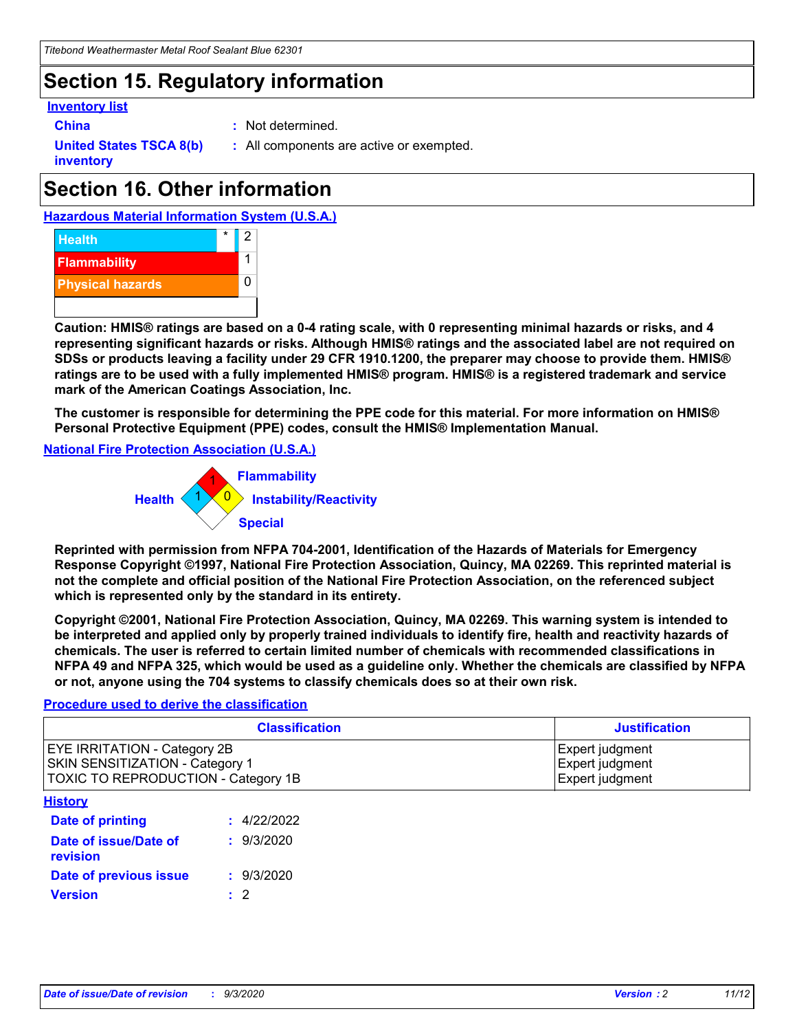# Section 15. Regulatory information

**Inventory list**

**China** : Not determined.

**United States TSCA 8(b) inventory** : All components are active or exempted.

# Section 16. Other information

**Hazardous Material Information System (U.S.A.)**

| | | |
|---|---|---|
| Health | * | 2 |
| Flammability | | 1 |
| Physical hazards | | 0 |

**Caution: HMIS® ratings are based on a 0-4 rating scale, with 0 representing minimal hazards or risks, and 4 representing significant hazards or risks. Although HMIS® ratings and the associated label are not required on SDSs or products leaving a facility under 29 CFR 1910.1200, the preparer may choose to provide them. HMIS® ratings are to be used with a fully implemented HMIS® program. HMIS® is a registered trademark and service mark of the American Coatings Association, Inc.**

**The customer is responsible for determining the PPE code for this material. For more information on HMIS® Personal Protective Equipment (PPE) codes, consult the HMIS® Implementation Manual.**

**National Fire Protection Association (U.S.A.)**

Flammability: 1
Health: 1
Instability/Reactivity: 0
Special:

**Reprinted with permission from NFPA 704-2001, Identification of the Hazards of Materials for Emergency Response Copyright ©1997, National Fire Protection Association, Quincy, MA 02269. This reprinted material is not the complete and official position of the National Fire Protection Association, on the referenced subject which is represented only by the standard in its entirety.**

**Copyright ©2001, National Fire Protection Association, Quincy, MA 02269. This warning system is intended to be interpreted and applied only by properly trained individuals to identify fire, health and reactivity hazards of chemicals. The user is referred to certain limited number of chemicals with recommended classifications in NFPA 49 and NFPA 325, which would be used as a guideline only. Whether the chemicals are classified by NFPA or not, anyone using the 704 systems to classify chemicals does so at their own risk.**

**Procedure used to derive the classification**

| Classification | Justification |
|---|---|
| EYE IRRITATION - Category 2B | Expert judgment |
| SKIN SENSITIZATION - Category 1 | Expert judgment |
| TOXIC TO REPRODUCTION - Category 1B | Expert judgment |

**History**

**Date of printing** : 4/22/2022

**Date of issue/Date of revision** : 9/3/2020

**Date of previous issue** : 9/3/2020

**Version** : 2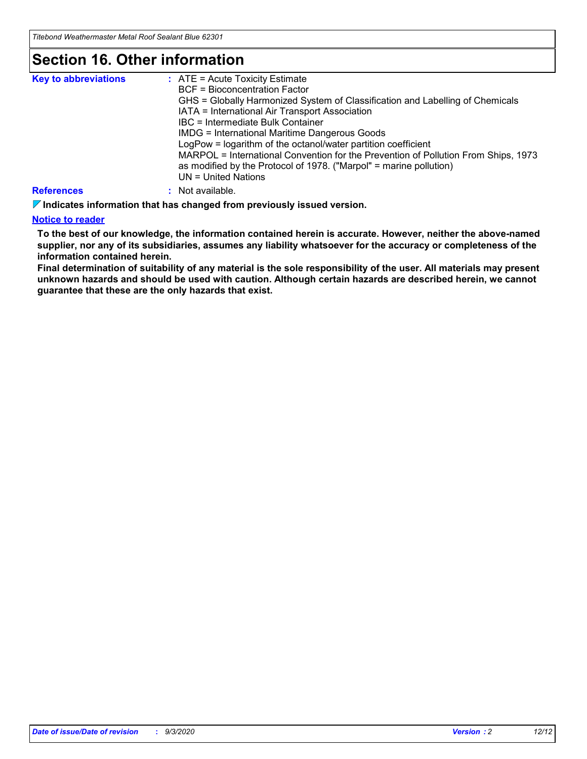# Section 16. Other information

**Key to abbreviations** : ATE = Acute Toxicity Estimate
BCF = Bioconcentration Factor
GHS = Globally Harmonized System of Classification and Labelling of Chemicals
IATA = International Air Transport Association
IBC = Intermediate Bulk Container
IMDG = International Maritime Dangerous Goods
LogPow = logarithm of the octanol/water partition coefficient
MARPOL = International Convention for the Prevention of Pollution From Ships, 1973 as modified by the Protocol of 1978. ("Marpol" = marine pollution)
UN = United Nations

**References** : Not available.

**Indicates information that has changed from previously issued version.**

**Notice to reader**

**To the best of our knowledge, the information contained herein is accurate. However, neither the above-named supplier, nor any of its subsidiaries, assumes any liability whatsoever for the accuracy or completeness of the information contained herein.**

**Final determination of suitability of any material is the sole responsibility of the user. All materials may present unknown hazards and should be used with caution. Although certain hazards are described herein, we cannot guarantee that these are the only hazards that exist.**